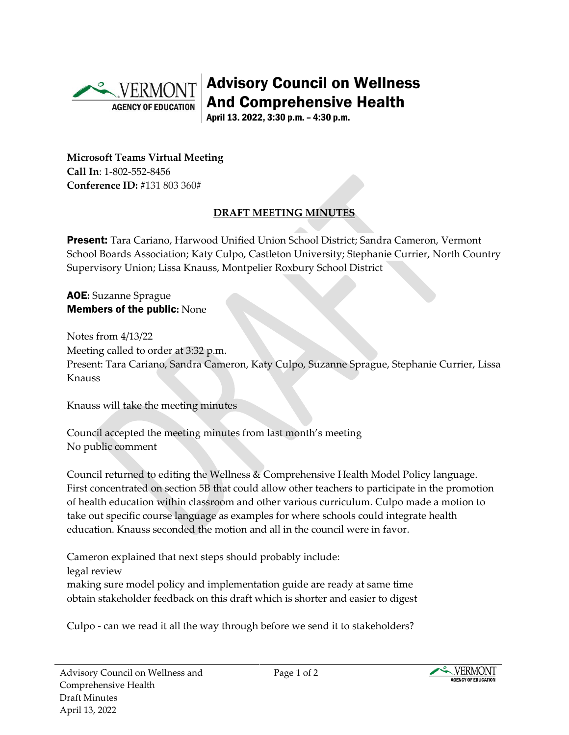# Advisory Council on Wellness And Comprehensive Health

April 13. 2022, 3:30 p.m. – 4:30 p.m.

**Microsoft Teams Virtual Meeting**
**Call In**: 1-802-552-8456
**Conference ID:** #131 803 360#

## DRAFT MEETING MINUTES

**Present:** Tara Cariano, Harwood Unified Union School District; Sandra Cameron, Vermont School Boards Association; Katy Culpo, Castleton University; Stephanie Currier, North Country Supervisory Union; Lissa Knauss, Montpelier Roxbury School District

**AOE:** Suzanne Sprague
**Members of the public:** None

Notes from 4/13/22
Meeting called to order at 3:32 p.m.
Present: Tara Cariano, Sandra Cameron, Katy Culpo, Suzanne Sprague, Stephanie Currier, Lissa Knauss

Knauss will take the meeting minutes

Council accepted the meeting minutes from last month's meeting
No public comment

Council returned to editing the Wellness & Comprehensive Health Model Policy language. First concentrated on section 5B that could allow other teachers to participate in the promotion of health education within classroom and other various curriculum. Culpo made a motion to take out specific course language as examples for where schools could integrate health education. Knauss seconded the motion and all in the council were in favor.

Cameron explained that next steps should probably include:
legal review
making sure model policy and implementation guide are ready at same time
obtain stakeholder feedback on this draft which is shorter and easier to digest

Culpo - can we read it all the way through before we send it to stakeholders?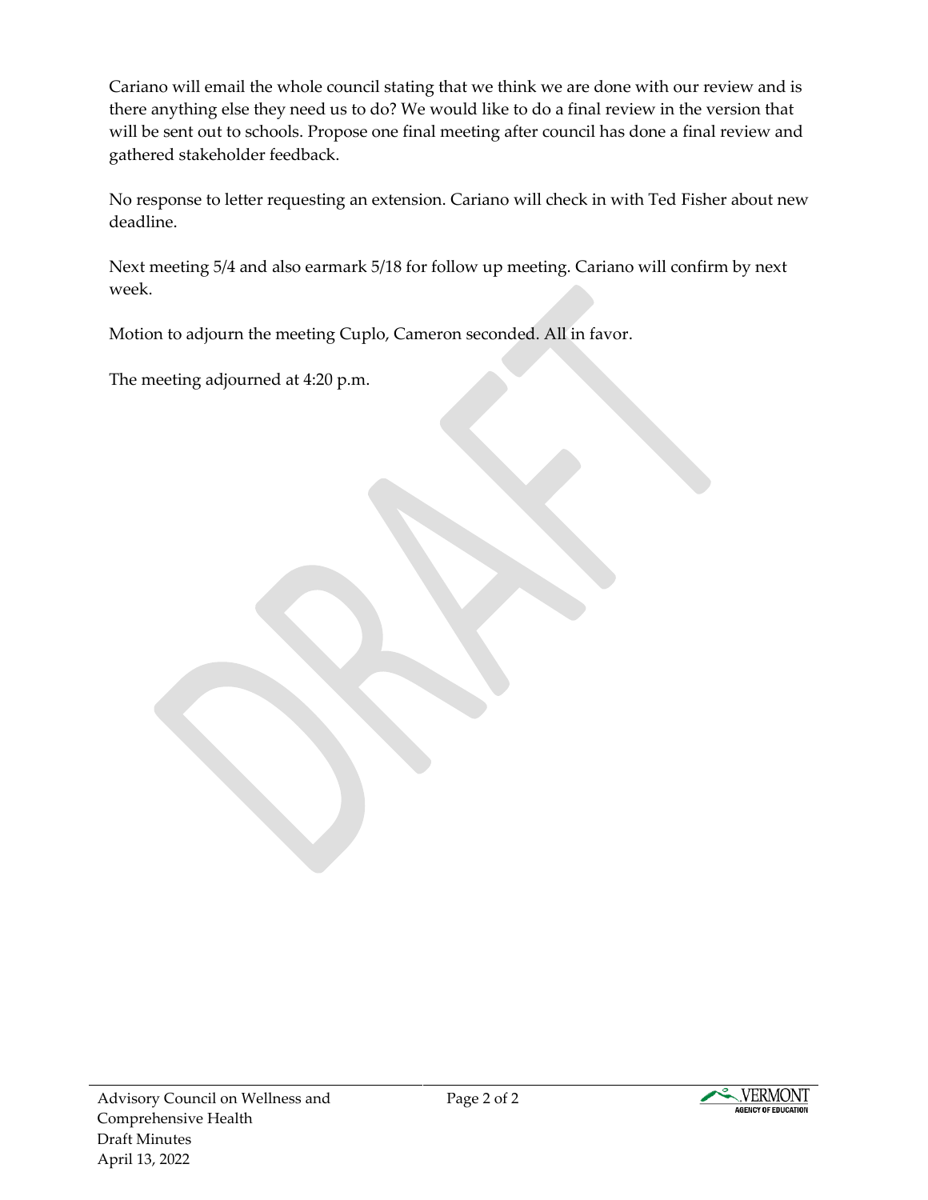Cariano will email the whole council stating that we think we are done with our review and is there anything else they need us to do? We would like to do a final review in the version that will be sent out to schools. Propose one final meeting after council has done a final review and gathered stakeholder feedback.

No response to letter requesting an extension. Cariano will check in with Ted Fisher about new deadline.

Next meeting 5/4 and also earmark 5/18 for follow up meeting. Cariano will confirm by next week.

Motion to adjourn the meeting Cuplo, Cameron seconded. All in favor.

The meeting adjourned at 4:20 p.m.